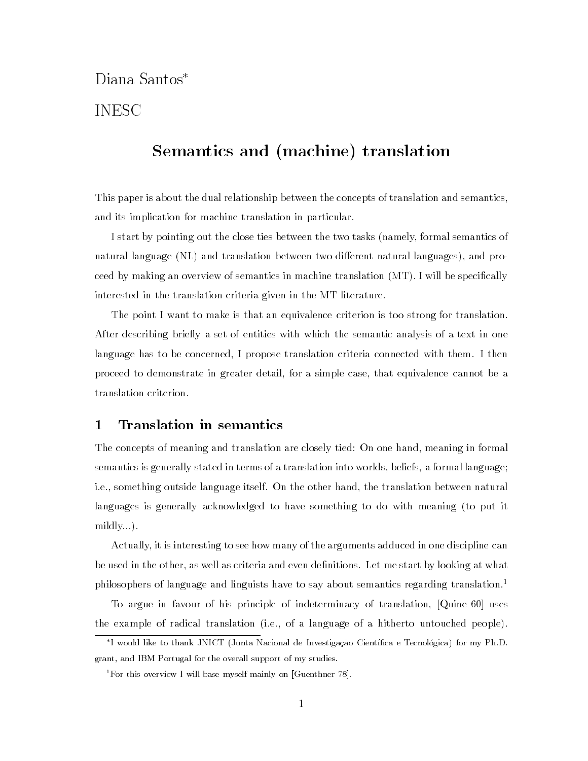Diana Santos[*]

INESC

# Semantics and (machine) translation

This paper is about the dual relationship between the concepts of translation and semantics, and its implication for machine translation in particular.

I start by pointing out the close ties between the two tasks (namely, formal semantics of natural language (NL) and translation between two different natural languages), and proceed by making an overview of semantics in machine translation (MT). I will be specifically interested in the translation criteria given in the MT literature.

The point I want to make is that an equivalence criterion is too strong for translation. After describing briefly a set of entities with which the semantic analysis of a text in one language has to be concerned, I propose translation criteria connected with them. I then proceed to demonstrate in greater detail, for a simple case, that equivalence cannot be a translation criterion.

## 1 Translation in semantics

The concepts of meaning and translation are closely tied: On one hand, meaning in formal semantics is generally stated in terms of a translation into worlds, beliefs, a formal language; i.e., something outside language itself. On the other hand, the translation between natural languages is generally acknowledged to have something to do with meaning (to put it mildly...).

Actually, it is interesting to see how many of the arguments adduced in one discipline can be used in the other, as well as criteria and even definitions. Let me start by looking at what philosophers of language and linguists have to say about semantics regarding translation.[1]

To argue in favour of his principle of indeterminacy of translation, [Quine 60] uses the example of radical translation (i.e., of a language of a hitherto untouched people).

---

[*] I would like to thank JNICT (Junta Nacional de Investigação Científica e Tecnológica) for my Ph.D. grant, and IBM Portugal for the overall support of my studies.

[1] For this overview I will base myself mainly on [Guenthner 78].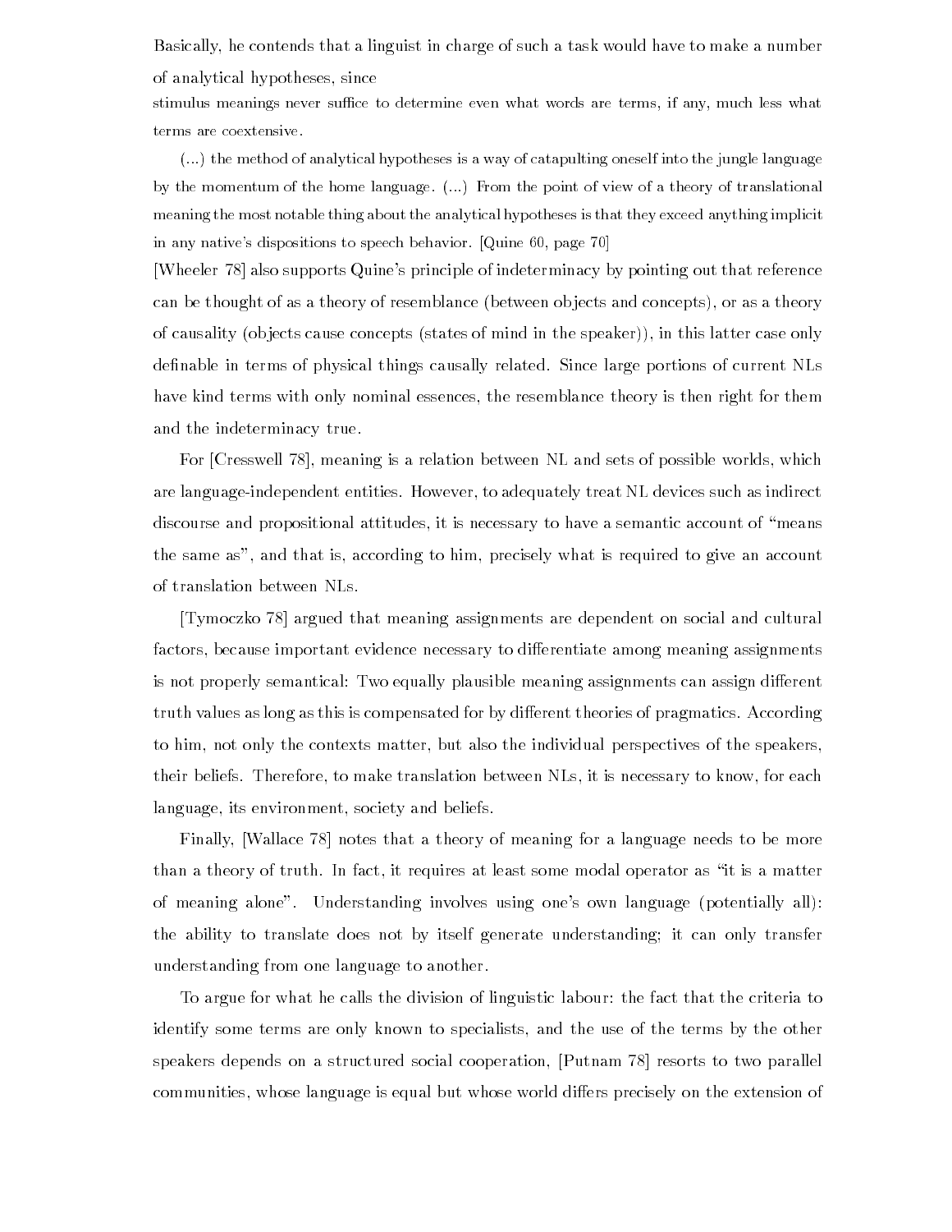Basically, he contends that a linguist in charge of such a task would have to make a number of analytical hypotheses, since

> stimulus meanings never suffice to determine even what words are terms, if any, much less what terms are coextensive.
>
> (...) the method of analytical hypotheses is a way of catapulting oneself into the jungle language by the momentum of the home language. (...) From the point of view of a theory of translational meaning the most notable thing about the analytical hypotheses is that they exceed anything implicit in any native's dispositions to speech behavior. [Quine 60, page 70]

[Wheeler 78] also supports Quine's principle of indeterminacy by pointing out that reference can be thought of as a theory of resemblance (between objects and concepts), or as a theory of causality (objects cause concepts (states of mind in the speaker)), in this latter case only definable in terms of physical things causally related. Since large portions of current NLs have kind terms with only nominal essences, the resemblance theory is then right for them and the indeterminacy true.

For [Cresswell 78], meaning is a relation between NL and sets of possible worlds, which are language-independent entities. However, to adequately treat NL devices such as indirect discourse and propositional attitudes, it is necessary to have a semantic account of "means the same as", and that is, according to him, precisely what is required to give an account of translation between NLs.

[Tymoczko 78] argued that meaning assignments are dependent on social and cultural factors, because important evidence necessary to differentiate among meaning assignments is not properly semantical: Two equally plausible meaning assignments can assign different truth values as long as this is compensated for by different theories of pragmatics. According to him, not only the contexts matter, but also the individual perspectives of the speakers, their beliefs. Therefore, to make translation between NLs, it is necessary to know, for each language, its environment, society and beliefs.

Finally, [Wallace 78] notes that a theory of meaning for a language needs to be more than a theory of truth. In fact, it requires at least some modal operator as "it is a matter of meaning alone". Understanding involves using one's own language (potentially all): the ability to translate does not by itself generate understanding; it can only transfer understanding from one language to another.

To argue for what he calls the division of linguistic labour: the fact that the criteria to identify some terms are only known to specialists, and the use of the terms by the other speakers depends on a structured social cooperation, [Putnam 78] resorts to two parallel communities, whose language is equal but whose world differs precisely on the extension of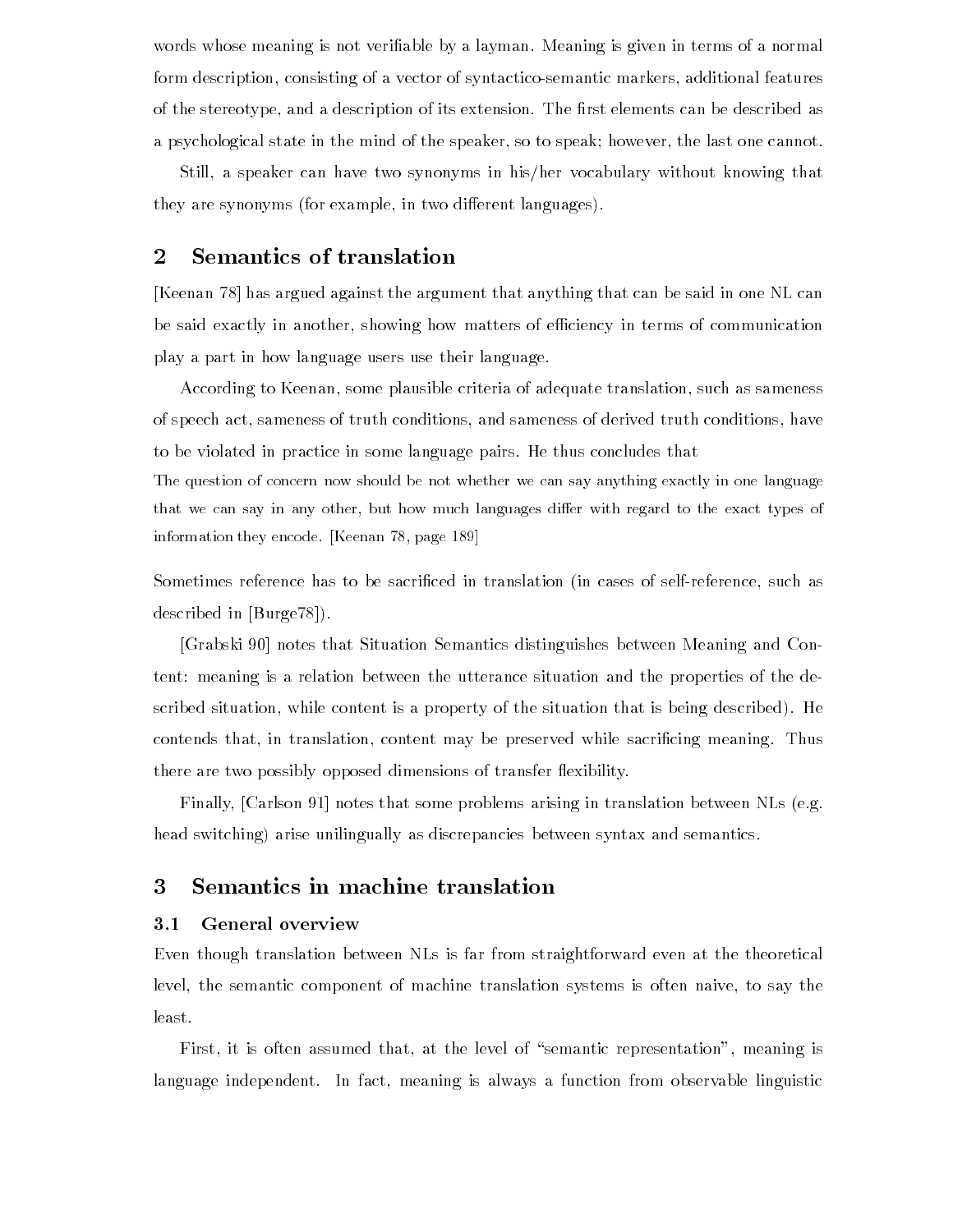words whose meaning is not verifiable by a layman. Meaning is given in terms of a normal form description, consisting of a vector of syntactico-semantic markers, additional features of the stereotype, and a description of its extension. The first elements can be described as a psychological state in the mind of the speaker, so to speak; however, the last one cannot.

Still, a speaker can have two synonyms in his/her vocabulary without knowing that they are synonyms (for example, in two different languages).

## 2 Semantics of translation

[Keenan 78] has argued against the argument that anything that can be said in one NL can be said exactly in another, showing how matters of efficiency in terms of communication play a part in how language users use their language.

According to Keenan, some plausible criteria of adequate translation, such as sameness of speech act, sameness of truth conditions, and sameness of derived truth conditions, have to be violated in practice in some language pairs. He thus concludes that

> The question of concern now should be not whether we can say anything exactly in one language that we can say in any other, but how much languages differ with regard to the exact types of information they encode. [Keenan 78, page 189]

Sometimes reference has to be sacrificed in translation (in cases of self-reference, such as described in [Burge78]).

[Grabski 90] notes that Situation Semantics distinguishes between Meaning and Content: meaning is a relation between the utterance situation and the properties of the described situation, while content is a property of the situation that is being described). He contends that, in translation, content may be preserved while sacrificing meaning. Thus there are two possibly opposed dimensions of transfer flexibility.

Finally, [Carlson 91] notes that some problems arising in translation between NLs (e.g. head switching) arise unilingually as discrepancies between syntax and semantics.

## 3 Semantics in machine translation

### 3.1 General overview

Even though translation between NLs is far from straightforward even at the theoretical level, the semantic component of machine translation systems is often naive, to say the least.

First, it is often assumed that, at the level of "semantic representation", meaning is language independent. In fact, meaning is always a function from observable linguistic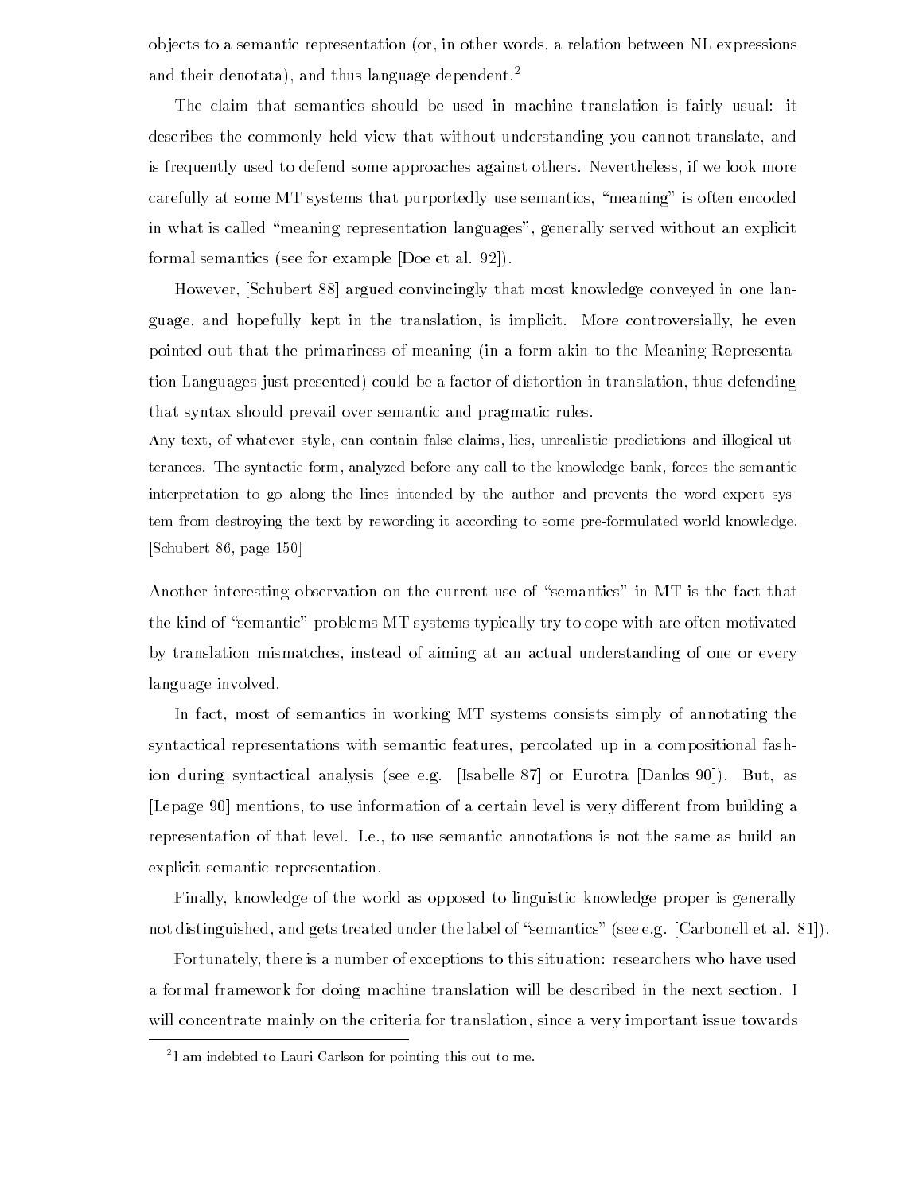objects to a semantic representation (or, in other words, a relation between NL expressions and their denotata), and thus language dependent.[2]

The claim that semantics should be used in machine translation is fairly usual: it describes the commonly held view that without understanding you cannot translate, and is frequently used to defend some approaches against others. Nevertheless, if we look more carefully at some MT systems that purportedly use semantics, "meaning" is often encoded in what is called "meaning representation languages", generally served without an explicit formal semantics (see for example [Doe et al. 92]).

However, [Schubert 88] argued convincingly that most knowledge conveyed in one language, and hopefully kept in the translation, is implicit. More controversially, he even pointed out that the primariness of meaning (in a form akin to the Meaning Representation Languages just presented) could be a factor of distortion in translation, thus defending that syntax should prevail over semantic and pragmatic rules.

> Any text, of whatever style, can contain false claims, lies, unrealistic predictions and illogical utterances. The syntactic form, analyzed before any call to the knowledge bank, forces the semantic interpretation to go along the lines intended by the author and prevents the word expert system from destroying the text by rewording it according to some pre-formulated world knowledge. [Schubert 86, page 150]

Another interesting observation on the current use of "semantics" in MT is the fact that the kind of "semantic" problems MT systems typically try to cope with are often motivated by translation mismatches, instead of aiming at an actual understanding of one or every language involved.

In fact, most of semantics in working MT systems consists simply of annotating the syntactical representations with semantic features, percolated up in a compositional fashion during syntactical analysis (see e.g. [Isabelle 87] or Eurotra [Danlos 90]). But, as [Lepage 90] mentions, to use information of a certain level is very different from building a representation of that level. I.e., to use semantic annotations is not the same as build an explicit semantic representation.

Finally, knowledge of the world as opposed to linguistic knowledge proper is generally not distinguished, and gets treated under the label of "semantics" (see e.g. [Carbonell et al. 81]).

Fortunately, there is a number of exceptions to this situation: researchers who have used a formal framework for doing machine translation will be described in the next section. I will concentrate mainly on the criteria for translation, since a very important issue towards

[2] I am indebted to Lauri Carlson for pointing this out to me.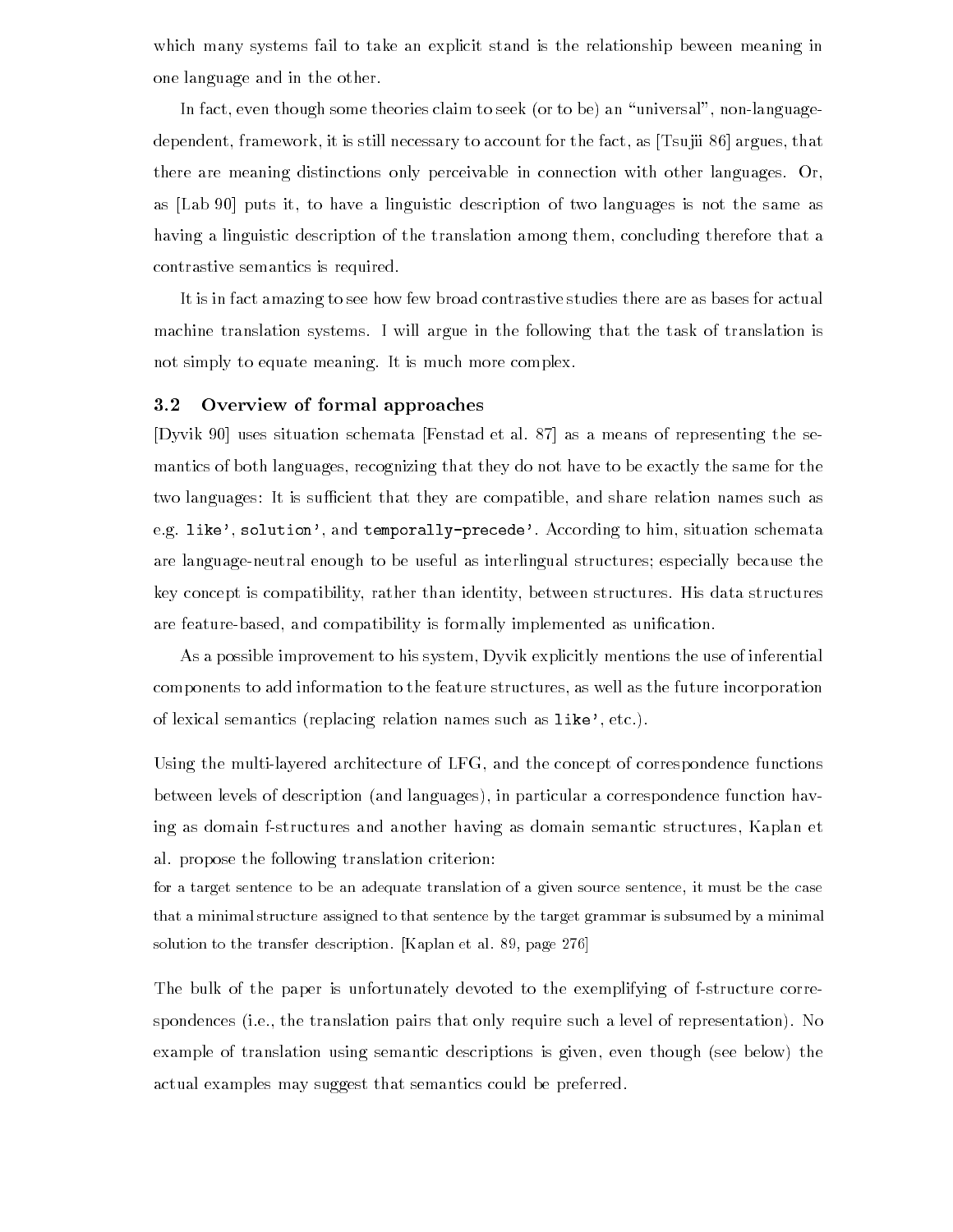which many systems fail to take an explicit stand is the relationship beween meaning in one language and in the other.

In fact, even though some theories claim to seek (or to be) an "universal", non-language-dependent, framework, it is still necessary to account for the fact, as [Tsujii 86] argues, that there are meaning distinctions only perceivable in connection with other languages. Or, as [Lab 90] puts it, to have a linguistic description of two languages is not the same as having a linguistic description of the translation among them, concluding therefore that a contrastive semantics is required.

It is in fact amazing to see how few broad contrastive studies there are as bases for actual machine translation systems. I will argue in the following that the task of translation is not simply to equate meaning. It is much more complex.

### 3.2 Overview of formal approaches

[Dyvik 90] uses situation schemata [Fenstad et al. 87] as a means of representing the semantics of both languages, recognizing that they do not have to be exactly the same for the two languages: It is sufficient that they are compatible, and share relation names such as e.g. `like'`, `solution'`, and `temporally-precede'`. According to him, situation schemata are language-neutral enough to be useful as interlingual structures; especially because the key concept is compatibility, rather than identity, between structures. His data structures are feature-based, and compatibility is formally implemented as unification.

As a possible improvement to his system, Dyvik explicitly mentions the use of inferential components to add information to the feature structures, as well as the future incorporation of lexical semantics (replacing relation names such as `like'`, etc.).

Using the multi-layered architecture of LFG, and the concept of correspondence functions between levels of description (and languages), in particular a correspondence function having as domain f-structures and another having as domain semantic structures, Kaplan et al. propose the following translation criterion:

> for a target sentence to be an adequate translation of a given source sentence, it must be the case that a minimal structure assigned to that sentence by the target grammar is subsumed by a minimal solution to the transfer description. [Kaplan et al. 89, page 276]

The bulk of the paper is unfortunately devoted to the exemplifying of f-structure correspondences (i.e., the translation pairs that only require such a level of representation). No example of translation using semantic descriptions is given, even though (see below) the actual examples may suggest that semantics could be preferred.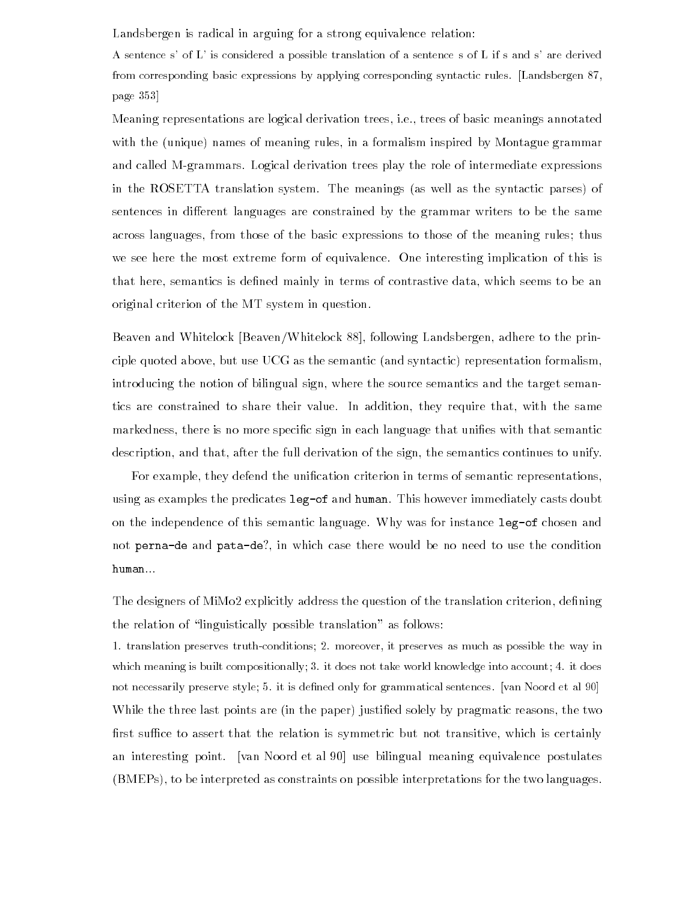Landsbergen is radical in arguing for a strong equivalence relation:

> A sentence s' of L' is considered a possible translation of a sentence s of L if s and s' are derived from corresponding basic expressions by applying corresponding syntactic rules. [Landsbergen 87, page 353]

Meaning representations are logical derivation trees, i.e., trees of basic meanings annotated with the (unique) names of meaning rules, in a formalism inspired by Montague grammar and called M-grammars. Logical derivation trees play the role of intermediate expressions in the ROSETTA translation system. The meanings (as well as the syntactic parses) of sentences in different languages are constrained by the grammar writers to be the same across languages, from those of the basic expressions to those of the meaning rules; thus we see here the most extreme form of equivalence. One interesting implication of this is that here, semantics is defined mainly in terms of contrastive data, which seems to be an original criterion of the MT system in question.

Beaven and Whitelock [Beaven/Whitelock 88], following Landsbergen, adhere to the principle quoted above, but use UCG as the semantic (and syntactic) representation formalism, introducing the notion of bilingual sign, where the source semantics and the target semantics are constrained to share their value. In addition, they require that, with the same markedness, there is no more specific sign in each language that unifies with that semantic description, and that, after the full derivation of the sign, the semantics continues to unify.

For example, they defend the unification criterion in terms of semantic representations, using as examples the predicates `leg-of` and `human`. This however immediately casts doubt on the independence of this semantic language. Why was for instance `leg-of` chosen and not `perna-de` and `pata-de`?, in which case there would be no need to use the condition `human`...

The designers of MiMo2 explicitly address the question of the translation criterion, defining the relation of "linguistically possible translation" as follows:

> 1. translation preserves truth-conditions; 2. moreover, it preserves as much as possible the way in which meaning is built compositionally; 3. it does not take world knowledge into account; 4. it does not necessarily preserve style; 5. it is defined only for grammatical sentences. [van Noord et al 90]

While the three last points are (in the paper) justified solely by pragmatic reasons, the two first suffice to assert that the relation is symmetric but not transitive, which is certainly an interesting point. [van Noord et al 90] use bilingual meaning equivalence postulates (BMEPs), to be interpreted as constraints on possible interpretations for the two languages.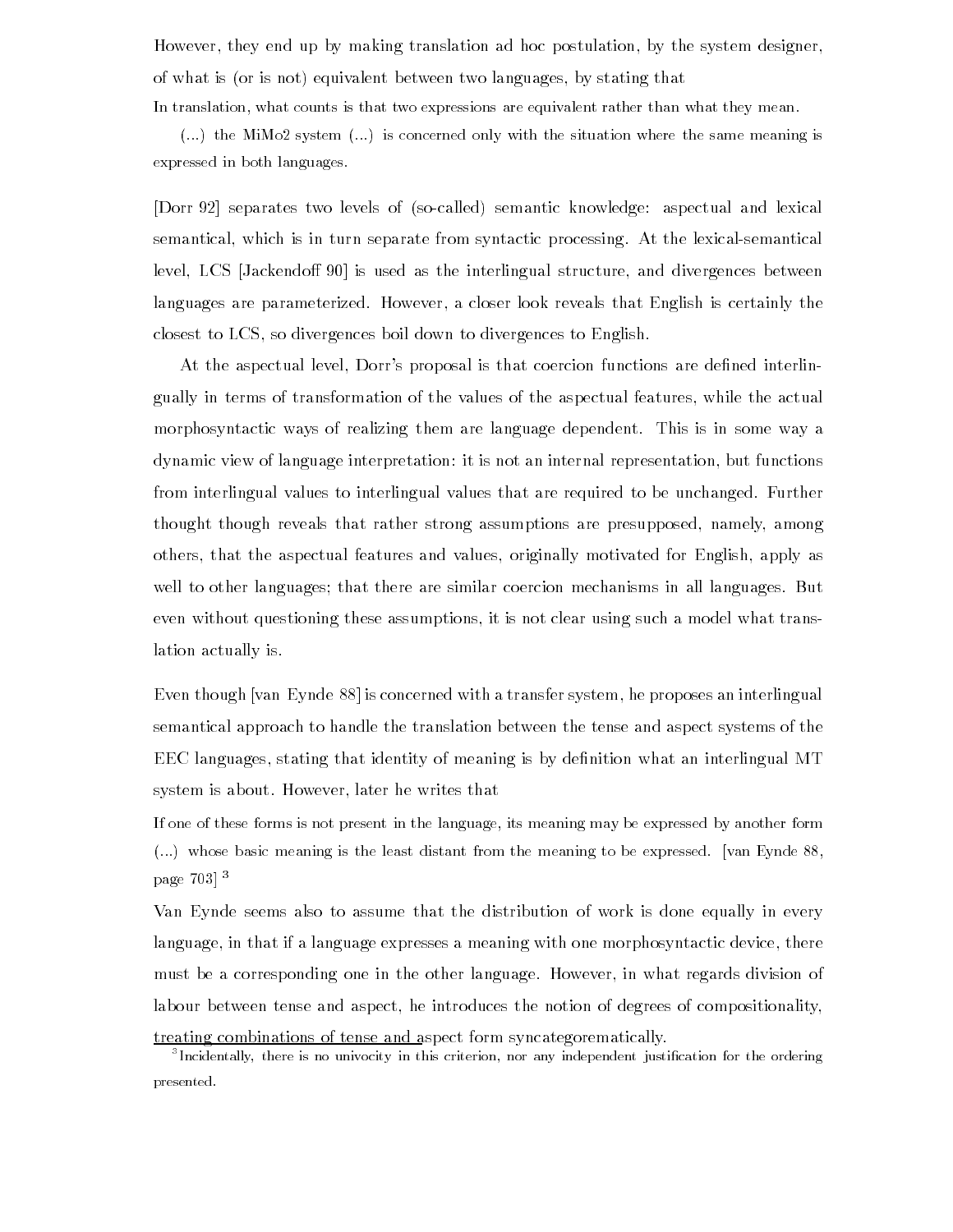However, they end up by making translation ad hoc postulation, by the system designer, of what is (or is not) equivalent between two languages, by stating that

> In translation, what counts is that two expressions are equivalent rather than what they mean.
>
> (...) the MiMo2 system (...) is concerned only with the situation where the same meaning is expressed in both languages.

[Dorr 92] separates two levels of (so-called) semantic knowledge: aspectual and lexical semantical, which is in turn separate from syntactic processing. At the lexical-semantical level, LCS [Jackendoff 90] is used as the interlingual structure, and divergences between languages are parameterized. However, a closer look reveals that English is certainly the closest to LCS, so divergences boil down to divergences to English.

At the aspectual level, Dorr's proposal is that coercion functions are defined interlingually in terms of transformation of the values of the aspectual features, while the actual morphosyntactic ways of realizing them are language dependent. This is in some way a dynamic view of language interpretation: it is not an internal representation, but functions from interlingual values to interlingual values that are required to be unchanged. Further thought though reveals that rather strong assumptions are presupposed, namely, among others, that the aspectual features and values, originally motivated for English, apply as well to other languages; that there are similar coercion mechanisms in all languages. But even without questioning these assumptions, it is not clear using such a model what translation actually is.

Even though [van Eynde 88] is concerned with a transfer system, he proposes an interlingual semantical approach to handle the translation between the tense and aspect systems of the EEC languages, stating that identity of meaning is by definition what an interlingual MT system is about. However, later he writes that

> If one of these forms is not present in the language, its meaning may be expressed by another form (...) whose basic meaning is the least distant from the meaning to be expressed. [van Eynde 88, page 703] [3]

Van Eynde seems also to assume that the distribution of work is done equally in every language, in that if a language expresses a meaning with one morphosyntactic device, there must be a corresponding one in the other language. However, in what regards division of labour between tense and aspect, he introduces the notion of degrees of compositionality, treating combinations of tense and aspect form syncategorematically.

[3] Incidentally, there is no univocity in this criterion, nor any independent justification for the ordering presented.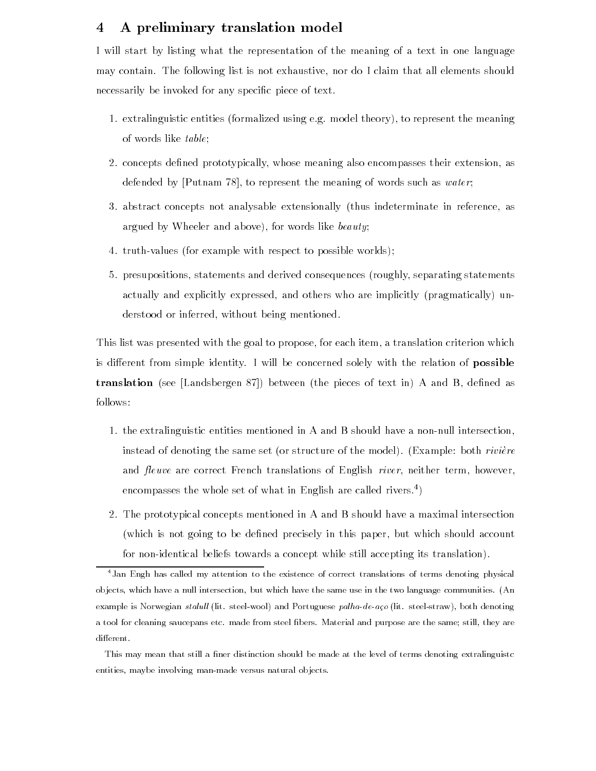## 4 A preliminary translation model

I will start by listing what the representation of the meaning of a text in one language may contain. The following list is not exhaustive, nor do I claim that all elements should necessarily be invoked for any specific piece of text.

1. extralinguistic entities (formalized using e.g. model theory), to represent the meaning of words like *table*;
2. concepts defined prototypically, whose meaning also encompasses their extension, as defended by [Putnam 78], to represent the meaning of words such as *water*;
3. abstract concepts not analysable extensionally (thus indeterminate in reference, as argued by Wheeler and above), for words like *beauty*;
4. truth-values (for example with respect to possible worlds);
5. presupositions, statements and derived consequences (roughly, separating statements actually and explicitly expressed, and others who are implicitly (pragmatically) understood or inferred, without being mentioned.

This list was presented with the goal to propose, for each item, a translation criterion which is different from simple identity. I will be concerned solely with the relation of **possible translation** (see [Landsbergen 87]) between (the pieces of text in) A and B, defined as follows:

1. the extralinguistic entities mentioned in A and B should have a non-null intersection, instead of denoting the same set (or structure of the model). (Example: both *rivière* and *fleuve* are correct French translations of English *river*, neither term, however, encompasses the whole set of what in English are called rivers.[4])
2. The prototypical concepts mentioned in A and B should have a maximal intersection (which is not going to be defined precisely in this paper, but which should account for non-identical beliefs towards a concept while still accepting its translation).

[4] Jan Engh has called my attention to the existence of correct translations of terms denoting physical objects, which have a null intersection, but which have the same use in the two language communities. (An example is Norwegian *stalull* (lit. steel-wool) and Portuguese *palha-de-aço* (lit. steel-straw), both denoting a tool for cleaning saucepans etc. made from steel fibers. Material and purpose are the same; still, they are different.

This may mean that still a finer distinction should be made at the level of terms denoting extralinguistc entities, maybe involving man-made versus natural objects.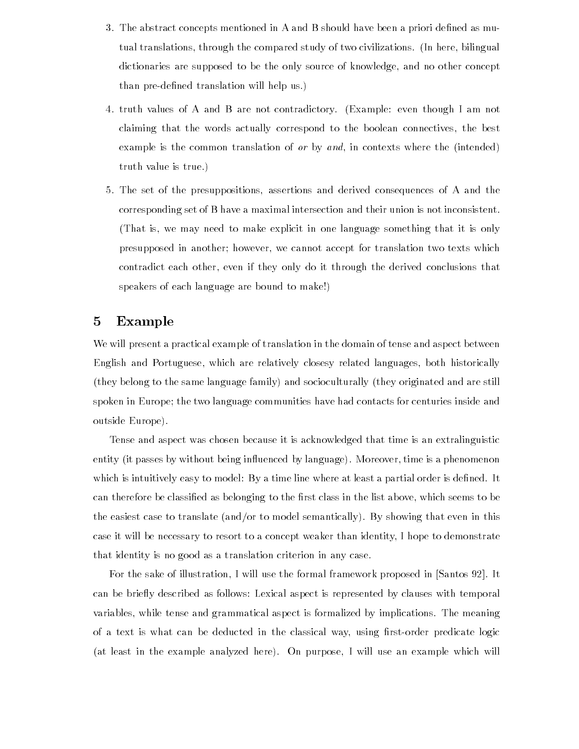3. The abstract concepts mentioned in A and B should have been a priori defined as mutual translations, through the compared study of two civilizations. (In here, bilingual dictionaries are supposed to be the only source of knowledge, and no other concept than pre-defined translation will help us.)

4. truth values of A and B are not contradictory. (Example: even though I am not claiming that the words actually correspond to the boolean connectives, the best example is the common translation of *or* by *and*, in contexts where the (intended) truth value is true.)

5. The set of the presuppositions, assertions and derived consequences of A and the corresponding set of B have a maximal intersection and their union is not inconsistent. (That is, we may need to make explicit in one language something that it is only presupposed in another; however, we cannot accept for translation two texts which contradict each other, even if they only do it through the derived conclusions that speakers of each language are bound to make!)

## 5 Example

We will present a practical example of translation in the domain of tense and aspect between English and Portuguese, which are relatively closesy related languages, both historically (they belong to the same language family) and socioculturally (they originated and are still spoken in Europe; the two language communities have had contacts for centuries inside and outside Europe).

Tense and aspect was chosen because it is acknowledged that time is an extralinguistic entity (it passes by without being influenced by language). Moreover, time is a phenomenon which is intuitively easy to model: By a time line where at least a partial order is defined. It can therefore be classified as belonging to the first class in the list above, which seems to be the easiest case to translate (and/or to model semantically). By showing that even in this case it will be necessary to resort to a concept weaker than identity, I hope to demonstrate that identity is no good as a translation criterion in any case.

For the sake of illustration, I will use the formal framework proposed in [Santos 92]. It can be briefly described as follows: Lexical aspect is represented by clauses with temporal variables, while tense and grammatical aspect is formalized by implications. The meaning of a text is what can be deducted in the classical way, using first-order predicate logic (at least in the example analyzed here). On purpose, I will use an example which will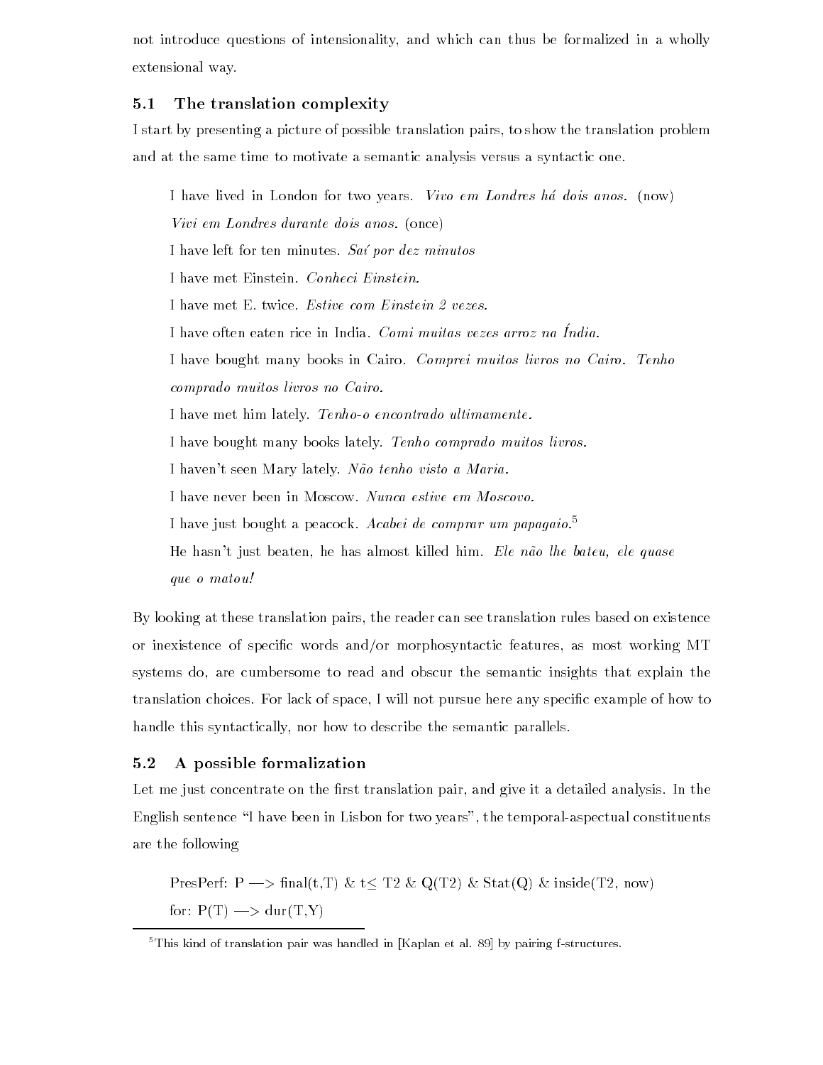not introduce questions of intensionality, and which can thus be formalized in a wholly extensional way.

## 5.1 The translation complexity

I start by presenting a picture of possible translation pairs, to show the translation problem and at the same time to motivate a semantic analysis versus a syntactic one.

> I have lived in London for two years. *Vivo em Londres há dois anos.* (now)
> *Vivi em Londres durante dois anos.* (once)
> I have left for ten minutes. *Saí por dez minutos*
> I have met Einstein. *Conheci Einstein.*
> I have met E. twice. *Estive com Einstein 2 vezes.*
> I have often eaten rice in India. *Comi muitas vezes arroz na Índia.*
> I have bought many books in Cairo. *Comprei muitos livros no Cairo. Tenho comprado muitos livros no Cairo.*
> I have met him lately. *Tenho-o encontrado ultimamente.*
> I have bought many books lately. *Tenho comprado muitos livros.*
> I haven't seen Mary lately. *Não tenho visto a Maria.*
> I have never been in Moscow. *Nunca estive em Moscovo.*
> I have just bought a peacock. *Acabei de comprar um papagaio.*[5]
> He hasn't just beaten, he has almost killed him. *Ele não lhe bateu, ele quase que o matou!*

By looking at these translation pairs, the reader can see translation rules based on existence or inexistence of specific words and/or morphosyntactic features, as most working MT systems do, are cumbersome to read and obscur the semantic insights that explain the translation choices. For lack of space, I will not pursue here any specific example of how to handle this syntactically, nor how to describe the semantic parallels.

## 5.2 A possible formalization

Let me just concentrate on the first translation pair, and give it a detailed analysis. In the English sentence "I have been in Lisbon for two years", the temporal-aspectual constituents are the following

> PresPerf: P —> final(t,T) & t$\leq$ T2 & Q(T2) & Stat(Q) & inside(T2, now)
> for: P(T) —> dur(T,Y)

[5] This kind of translation pair was handled in [Kaplan et al. 89] by pairing f-structures.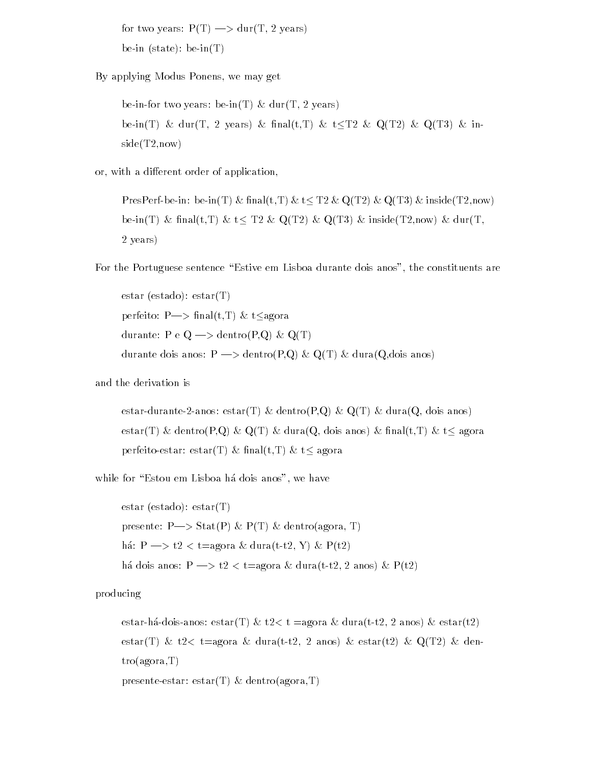for two years: P(T) —> dur(T, 2 years)

be-in (state): be-in(T)

By applying Modus Ponens, we may get

be-in-for two years: be-in(T) & dur(T, 2 years)

be-in(T) & dur(T, 2 years) & final(t,T) & $t \leq T2$ & Q(T2) & Q(T3) & inside(T2,now)

or, with a different order of application,

PresPerf-be-in: be-in(T) & final(t,T) & $t \leq T2$ & Q(T2) & Q(T3) & inside(T2,now)

be-in(T) & final(t,T) & $t \leq T2$ & Q(T2) & Q(T3) & inside(T2,now) & dur(T, 2 years)

For the Portuguese sentence "Estive em Lisboa durante dois anos", the constituents are

estar (estado): estar(T)

perfeito: P—> final(t,T) & $t \leq$agora

durante: P e Q —> dentro(P,Q) & Q(T)

durante dois anos: P —> dentro(P,Q) & Q(T) & dura(Q,dois anos)

and the derivation is

estar-durante-2-anos: estar(T) & dentro(P,Q) & Q(T) & dura(Q, dois anos)

estar(T) & dentro(P,Q) & Q(T) & dura(Q, dois anos) & final(t,T) & $t \leq$ agora

perfeito-estar: estar(T) & final(t,T) & $t \leq$ agora

while for "Estou em Lisboa há dois anos", we have

estar (estado): estar(T)

presente: P—> Stat(P) & P(T) & dentro(agora, T)

há: P —> $t2 < t$=agora & dura(t-t2, Y) & P(t2)

há dois anos: P —> $t2 < t$=agora & dura(t-t2, 2 anos) & P(t2)

producing

estar-há-dois-anos: estar(T) & $t2 < t$ =agora & dura(t-t2, 2 anos) & estar(t2)

estar(T) & $t2 < t$=agora & dura(t-t2, 2 anos) & estar(t2) & Q(T2) & dentro(agora,T)

presente-estar: estar(T) & dentro(agora,T)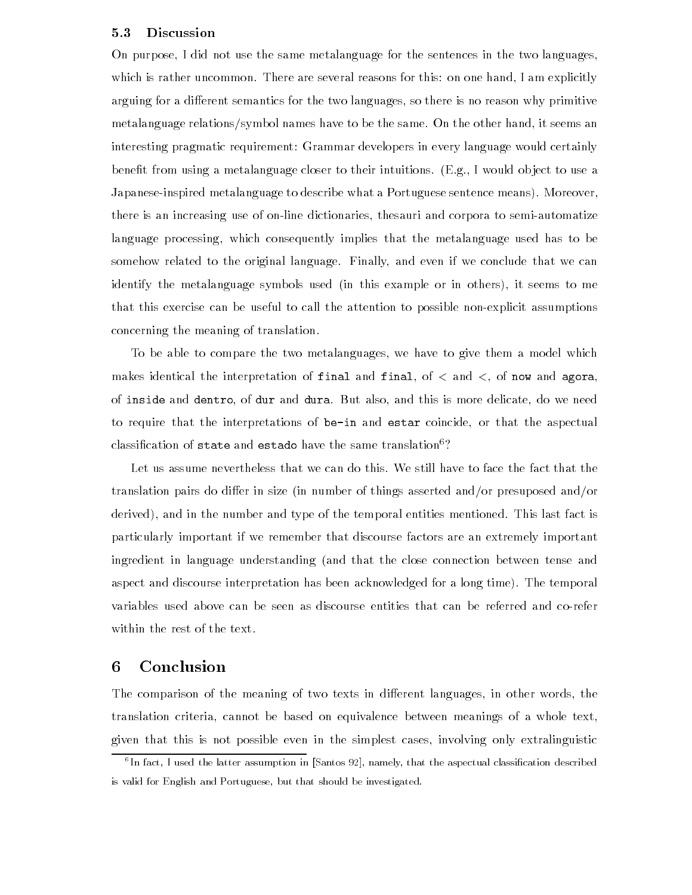### 5.3 Discussion

On purpose, I did not use the same metalanguage for the sentences in the two languages, which is rather uncommon. There are several reasons for this: on one hand, I am explicitly arguing for a different semantics for the two languages, so there is no reason why primitive metalanguage relations/symbol names have to be the same. On the other hand, it seems an interesting pragmatic requirement: Grammar developers in every language would certainly benefit from using a metalanguage closer to their intuitions. (E.g., I would object to use a Japanese-inspired metalanguage to describe what a Portuguese sentence means). Moreover, there is an increasing use of on-line dictionaries, thesauri and corpora to semi-automatize language processing, which consequently implies that the metalanguage used has to be somehow related to the original language. Finally, and even if we conclude that we can identify the metalanguage symbols used (in this example or in others), it seems to me that this exercise can be useful to call the attention to possible non-explicit assumptions concerning the meaning of translation.

To be able to compare the two metalanguages, we have to give them a model which makes identical the interpretation of `final` and `final`, of $<$ and $<$, of `now` and `agora`, of `inside` and `dentro`, of `dur` and `dura`. But also, and this is more delicate, do we need to require that the interpretations of `be-in` and `estar` coincide, or that the aspectual classification of `state` and `estado` have the same translation[6]?

Let us assume nevertheless that we can do this. We still have to face the fact that the translation pairs do differ in size (in number of things asserted and/or presuposed and/or derived), and in the number and type of the temporal entities mentioned. This last fact is particularly important if we remember that discourse factors are an extremely important ingredient in language understanding (and that the close connection between tense and aspect and discourse interpretation has been acknowledged for a long time). The temporal variables used above can be seen as discourse entities that can be referred and co-refer within the rest of the text.

## 6 Conclusion

The comparison of the meaning of two texts in different languages, in other words, the translation criteria, cannot be based on equivalence between meanings of a whole text, given that this is not possible even in the simplest cases, involving only extralinguistic

[6] In fact, I used the latter assumption in [Santos 92], namely, that the aspectual classification described is valid for English and Portuguese, but that should be investigated.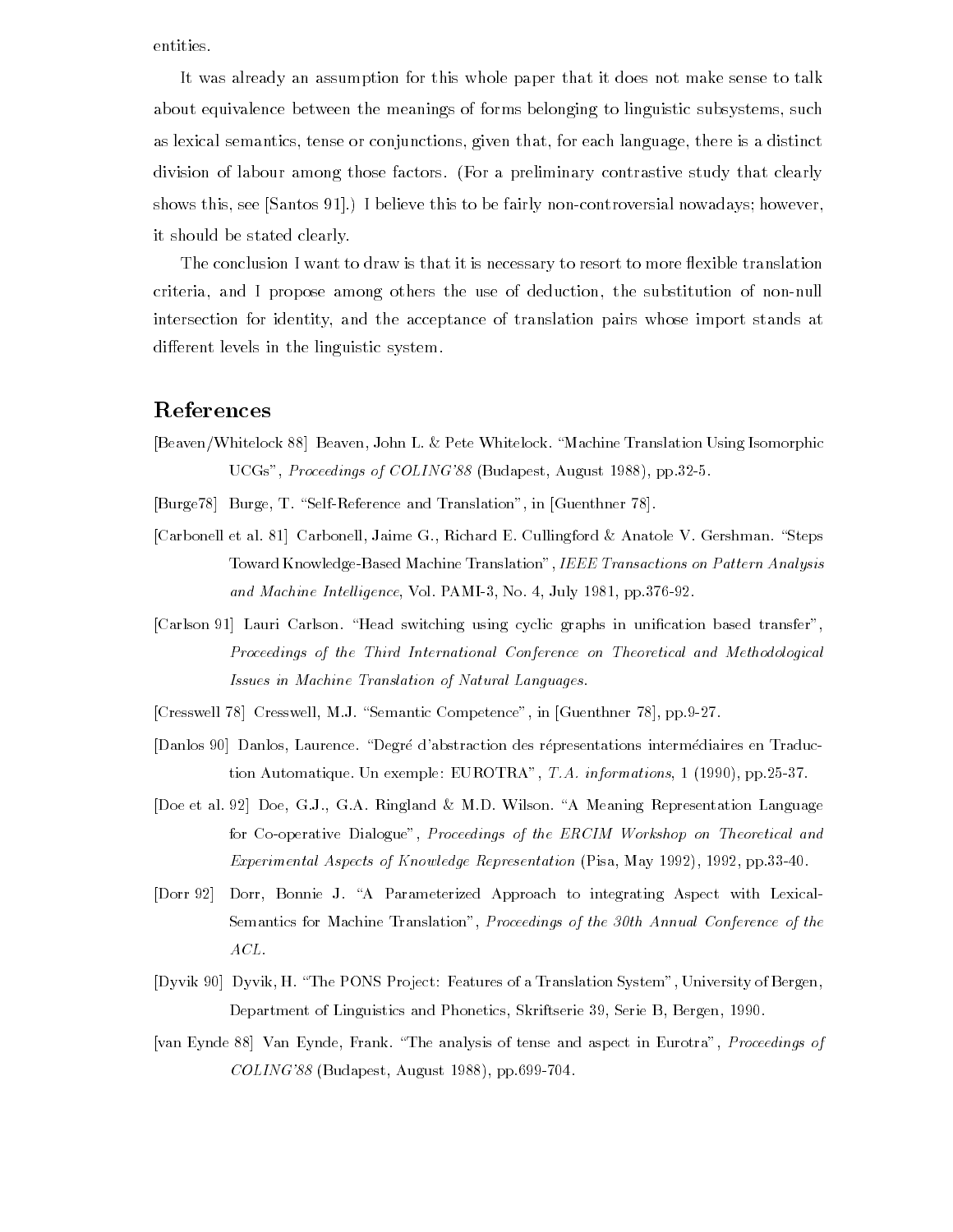entities.

It was already an assumption for this whole paper that it does not make sense to talk about equivalence between the meanings of forms belonging to linguistic subsystems, such as lexical semantics, tense or conjunctions, given that, for each language, there is a distinct division of labour among those factors. (For a preliminary contrastive study that clearly shows this, see [Santos 91].) I believe this to be fairly non-controversial nowadays; however, it should be stated clearly.

The conclusion I want to draw is that it is necessary to resort to more flexible translation criteria, and I propose among others the use of deduction, the substitution of non-null intersection for identity, and the acceptance of translation pairs whose import stands at different levels in the linguistic system.

## References

[Beaven/Whitelock 88] Beaven, John L. & Pete Whitelock. "Machine Translation Using Isomorphic UCGs", *Proceedings of COLING'88* (Budapest, August 1988), pp.32-5.

[Burge78] Burge, T. "Self-Reference and Translation", in [Guenthner 78].

[Carbonell et al. 81] Carbonell, Jaime G., Richard E. Cullingford & Anatole V. Gershman. "Steps Toward Knowledge-Based Machine Translation", *IEEE Transactions on Pattern Analysis and Machine Intelligence*, Vol. PAMI-3, No. 4, July 1981, pp.376-92.

[Carlson 91] Lauri Carlson. "Head switching using cyclic graphs in unification based transfer", *Proceedings of the Third International Conference on Theoretical and Methodological Issues in Machine Translation of Natural Languages*.

[Cresswell 78] Cresswell, M.J. "Semantic Competence", in [Guenthner 78], pp.9-27.

[Danlos 90] Danlos, Laurence. "Degré d'abstraction des répresentations intermédiaires en Traduction Automatique. Un exemple: EUROTRA", *T.A. informations*, 1 (1990), pp.25-37.

[Doe et al. 92] Doe, G.J., G.A. Ringland & M.D. Wilson. "A Meaning Representation Language for Co-operative Dialogue", *Proceedings of the ERCIM Workshop on Theoretical and Experimental Aspects of Knowledge Representation* (Pisa, May 1992), 1992, pp.33-40.

[Dorr 92] Dorr, Bonnie J. "A Parameterized Approach to integrating Aspect with Lexical-Semantics for Machine Translation", *Proceedings of the 30th Annual Conference of the ACL*.

[Dyvik 90] Dyvik, H. "The PONS Project: Features of a Translation System", University of Bergen, Department of Linguistics and Phonetics, Skriftserie 39, Serie B, Bergen, 1990.

[van Eynde 88] Van Eynde, Frank. "The analysis of tense and aspect in Eurotra", *Proceedings of COLING'88* (Budapest, August 1988), pp.699-704.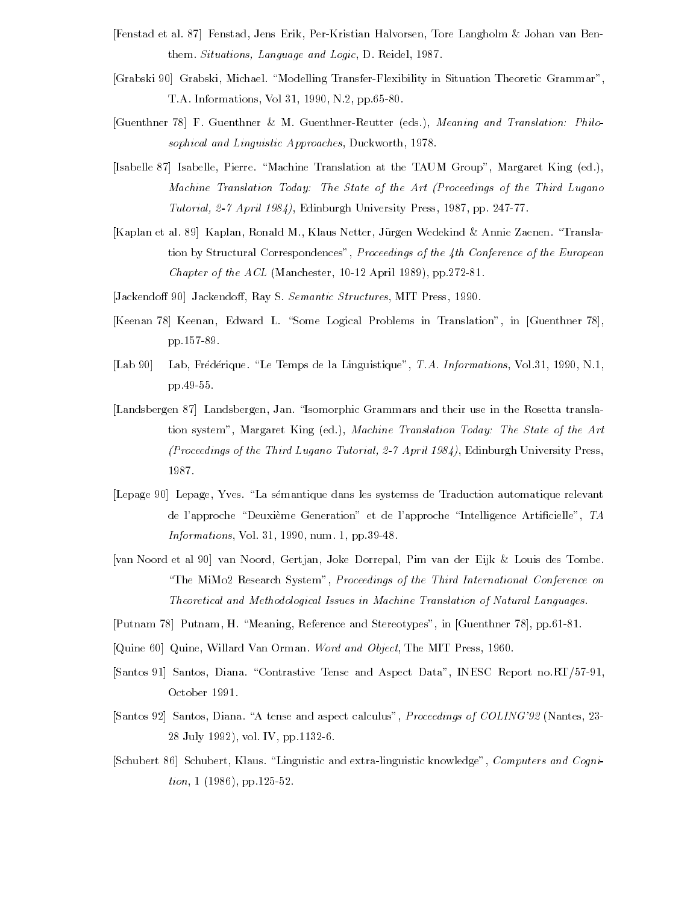[Fenstad et al. 87] Fenstad, Jens Erik, Per-Kristian Halvorsen, Tore Langholm & Johan van Benthem. *Situations, Language and Logic*, D. Reidel, 1987.

[Grabski 90] Grabski, Michael. "Modelling Transfer-Flexibility in Situation Theoretic Grammar", T.A. Informations, Vol 31, 1990, N.2, pp.65-80.

[Guenthner 78] F. Guenthner & M. Guenthner-Reutter (eds.), *Meaning and Translation: Philosophical and Linguistic Approaches*, Duckworth, 1978.

[Isabelle 87] Isabelle, Pierre. "Machine Translation at the TAUM Group", Margaret King (ed.), *Machine Translation Today: The State of the Art (Proceedings of the Third Lugano Tutorial, 2-7 April 1984)*, Edinburgh University Press, 1987, pp. 247-77.

[Kaplan et al. 89] Kaplan, Ronald M., Klaus Netter, Jürgen Wedekind & Annie Zaenen. "Translation by Structural Correspondences", *Proceedings of the 4th Conference of the European Chapter of the ACL* (Manchester, 10-12 April 1989), pp.272-81.

[Jackendoff 90] Jackendoff, Ray S. *Semantic Structures*, MIT Press, 1990.

[Keenan 78] Keenan, Edward L. "Some Logical Problems in Translation", in [Guenthner 78], pp.157-89.

[Lab 90] Lab, Frédérique. "Le Temps de la Linguistique", *T.A. Informations*, Vol.31, 1990, N.1, pp.49-55.

[Landsbergen 87] Landsbergen, Jan. "Isomorphic Grammars and their use in the Rosetta translation system", Margaret King (ed.), *Machine Translation Today: The State of the Art (Proceedings of the Third Lugano Tutorial, 2-7 April 1984)*, Edinburgh University Press, 1987.

[Lepage 90] Lepage, Yves. "La sémantique dans les systemss de Traduction automatique relevant de l'approche "Deuxième Generation" et de l'approche "Intelligence Artificielle", *TA Informations*, Vol. 31, 1990, num. 1, pp.39-48.

[van Noord et al 90] van Noord, Gertjan, Joke Dorrepal, Pim van der Eijk & Louis des Tombe. "The MiMo2 Research System", *Proceedings of the Third International Conference on Theoretical and Methodological Issues in Machine Translation of Natural Languages.*

[Putnam 78] Putnam, H. "Meaning, Reference and Stereotypes", in [Guenthner 78], pp.61-81.

[Quine 60] Quine, Willard Van Orman. *Word and Object*, The MIT Press, 1960.

[Santos 91] Santos, Diana. "Contrastive Tense and Aspect Data", INESC Report no.RT/57-91, October 1991.

[Santos 92] Santos, Diana. "A tense and aspect calculus", *Proceedings of COLING'92* (Nantes, 23-28 July 1992), vol. IV, pp.1132-6.

[Schubert 86] Schubert, Klaus. "Linguistic and extra-linguistic knowledge", *Computers and Cognition*, 1 (1986), pp.125-52.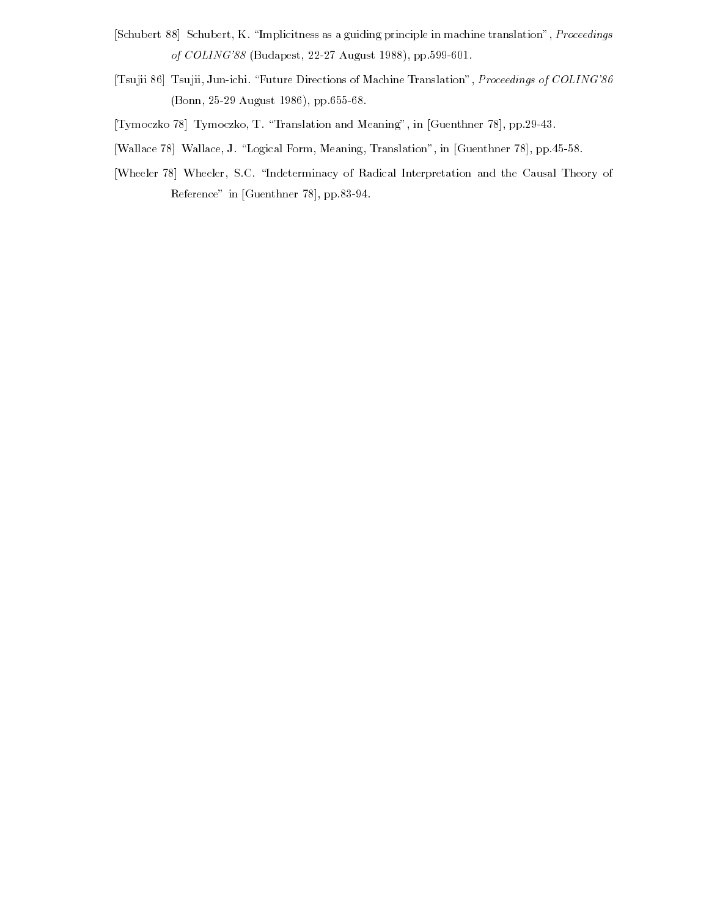[Schubert 88] Schubert, K. "Implicitness as a guiding principle in machine translation", *Proceedings of COLING'88* (Budapest, 22-27 August 1988), pp.599-601.

[Tsujii 86] Tsujii, Jun-ichi. "Future Directions of Machine Translation", *Proceedings of COLING'86* (Bonn, 25-29 August 1986), pp.655-68.

[Tymoczko 78] Tymoczko, T. "Translation and Meaning", in [Guenthner 78], pp.29-43.

[Wallace 78] Wallace, J. "Logical Form, Meaning, Translation", in [Guenthner 78], pp.45-58.

[Wheeler 78] Wheeler, S.C. "Indeterminacy of Radical Interpretation and the Causal Theory of Reference" in [Guenthner 78], pp.83-94.